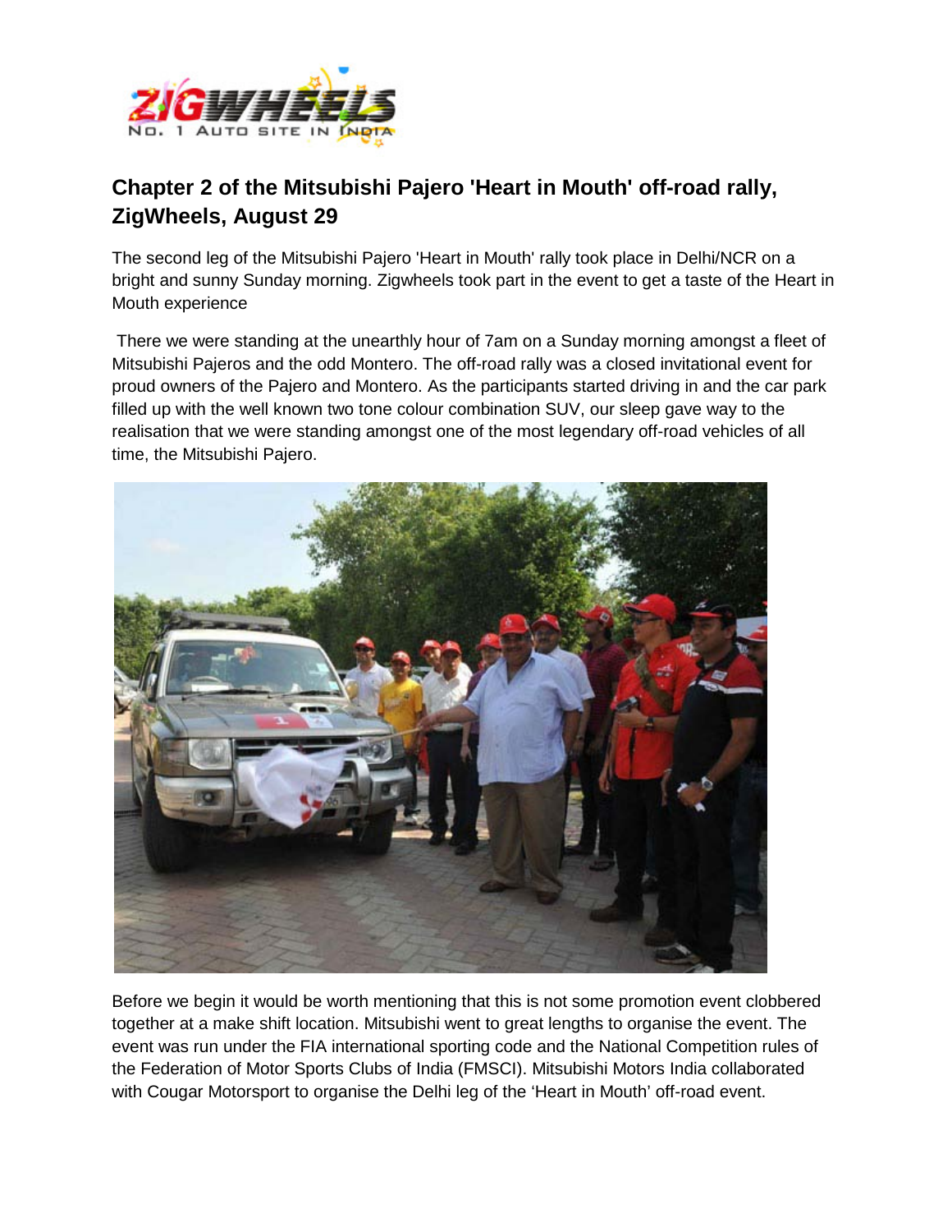## Chapter 2 of the Mitsubishi Pajero 'Heart in Mouth' off-road rally, ZigWheels, August 29

The second leg of the Mitsubishi Pajero 'Heart in Mouth' rally took place in Delhi/NCR on a bright and sunny Sunday morning. Zigwheels took part in the event to get a taste of the Heart in Mouth experience

There we were standing at the unearthly hour of 7am on a Sunday morning amongst a fleet of Mitsubishi Pajeros and the odd Montero. The off-road rally was a closed invitational event for proud owners of the Pajero and Montero. As the participants started driving in and the car park filled up with the well known two tone colour combination SUV, our sleep gave way to the realisation that we were standing amongst one of the most legendary off-road vehicles of all time, the Mitsubishi Pajero.

Before we begin it would be worth mentioning that this is not some promotion event clobbered together at a make shift location. Mitsubishi went to great lengths to organise the event. The event was run under the FIA international sporting code and the National Competition rules of the Federation of Motor Sports Clubs of India (FMSCI). Mitsubishi Motors India collaborated with Cougar Motorsport to organise the Delhi leg of the 'Heart in Mouth' off-road event.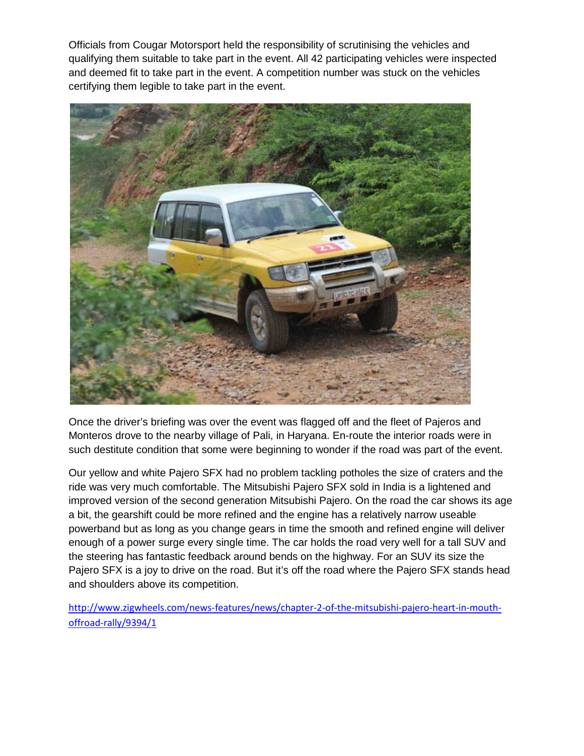Officials from Cougar Motorsport held the responsibility of scrutinising the vehicles and qualifying them suitable to take part in the event. All 42 participating vehicles were inspected and deemed fit to take part in the event. A competition number was stuck on the vehicles certifying them legible to take part in the event.

Once the driver's briefing was over the event was flagged off and the fleet of Pajeros and Monteros drove to the nearby village of Pali, in Haryana. En-route the interior roads were in such destitute condition that some were beginning to wonder if the road was part of the event.

Our yellow and white Pajero SFX had no problem tackling potholes the size of craters and the ride was very much comfortable. The Mitsubishi Pajero SFX sold in India is a lightened and improved version of the second generation Mitsubishi Pajero. On the road the car shows its age a bit, the gearshift could be more refined and the engine has a relatively narrow useable powerband but as long as you change gears in time the smooth and refined engine will deliver enough of a power surge every single time. The car holds the road very well for a tall SUV and the steering has fantastic feedback around bends on the highway. For an SUV its size the Pajero SFX is a joy to drive on the road. But it's off the road where the Pajero SFX stands head and shoulders above its competition.

http://www.zigwheels.com/news-features/news/chapter-2-of-the-mitsubishi-pajero-heart-in-mouth-offroad-rally/9394/1